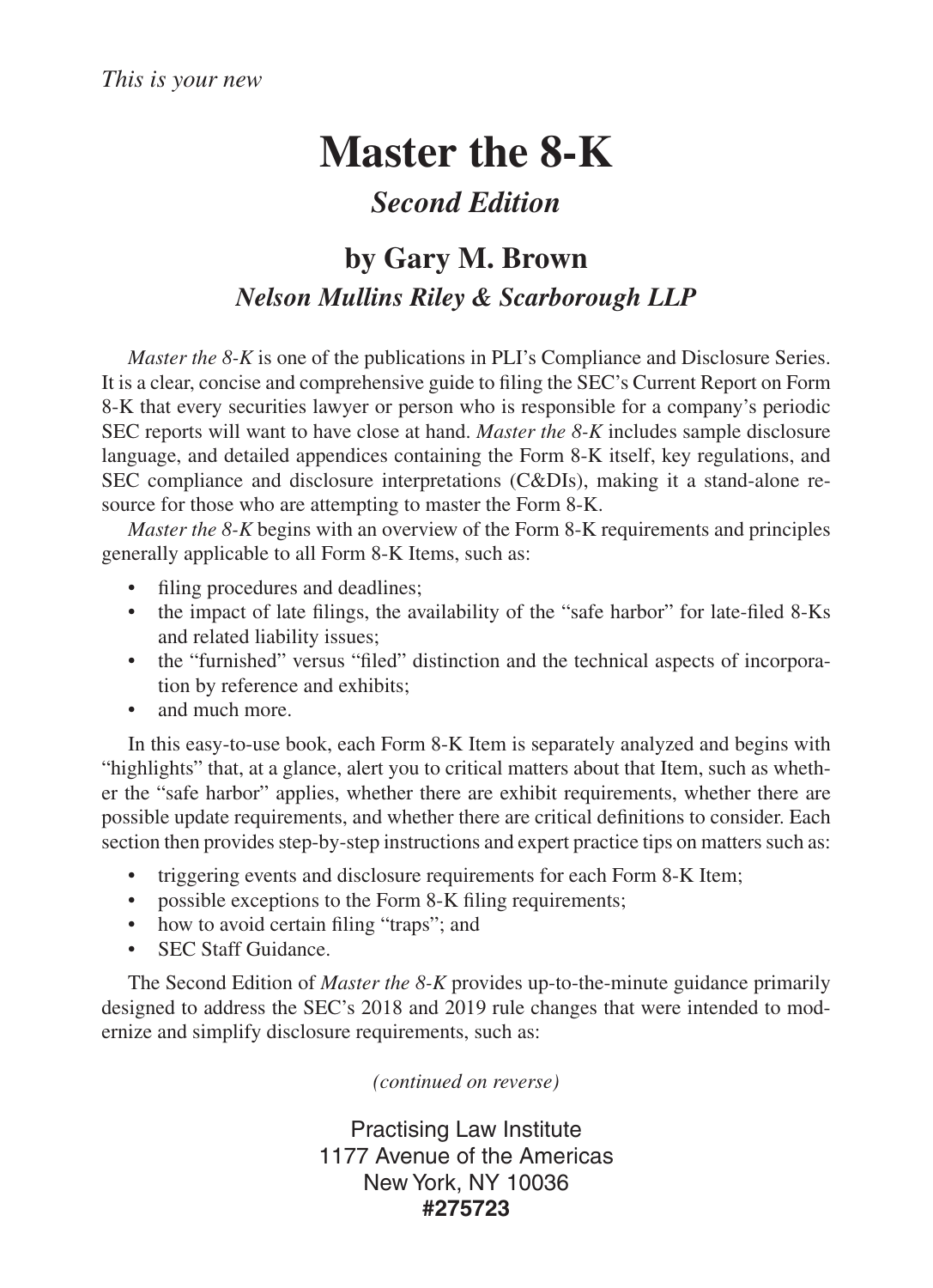*This is your new*

# Master the 8-K

## *Second Edition*

## by Gary M. Brown

### *Nelson Mullins Riley & Scarborough LLP*

*Master the 8-K* is one of the publications in PLI's Compliance and Disclosure Series. It is a clear, concise and comprehensive guide to filing the SEC's Current Report on Form 8-K that every securities lawyer or person who is responsible for a company's periodic SEC reports will want to have close at hand. *Master the 8-K* includes sample disclosure language, and detailed appendices containing the Form 8-K itself, key regulations, and SEC compliance and disclosure interpretations (C&DIs), making it a stand-alone resource for those who are attempting to master the Form 8-K.

*Master the 8-K* begins with an overview of the Form 8-K requirements and principles generally applicable to all Form 8-K Items, such as:

- filing procedures and deadlines;
- the impact of late filings, the availability of the "safe harbor" for late-filed 8-Ks and related liability issues;
- the "furnished" versus "filed" distinction and the technical aspects of incorporation by reference and exhibits;
- and much more.

In this easy-to-use book, each Form 8-K Item is separately analyzed and begins with "highlights" that, at a glance, alert you to critical matters about that Item, such as whether the "safe harbor" applies, whether there are exhibit requirements, whether there are possible update requirements, and whether there are critical definitions to consider. Each section then provides step-by-step instructions and expert practice tips on matters such as:

- triggering events and disclosure requirements for each Form 8-K Item;
- possible exceptions to the Form 8-K filing requirements;
- how to avoid certain filing "traps"; and
- SEC Staff Guidance.

The Second Edition of *Master the 8-K* provides up-to-the-minute guidance primarily designed to address the SEC's 2018 and 2019 rule changes that were intended to modernize and simplify disclosure requirements, such as:

*(continued on reverse)*

Practising Law Institute
1177 Avenue of the Americas
New York, NY 10036
**#275723**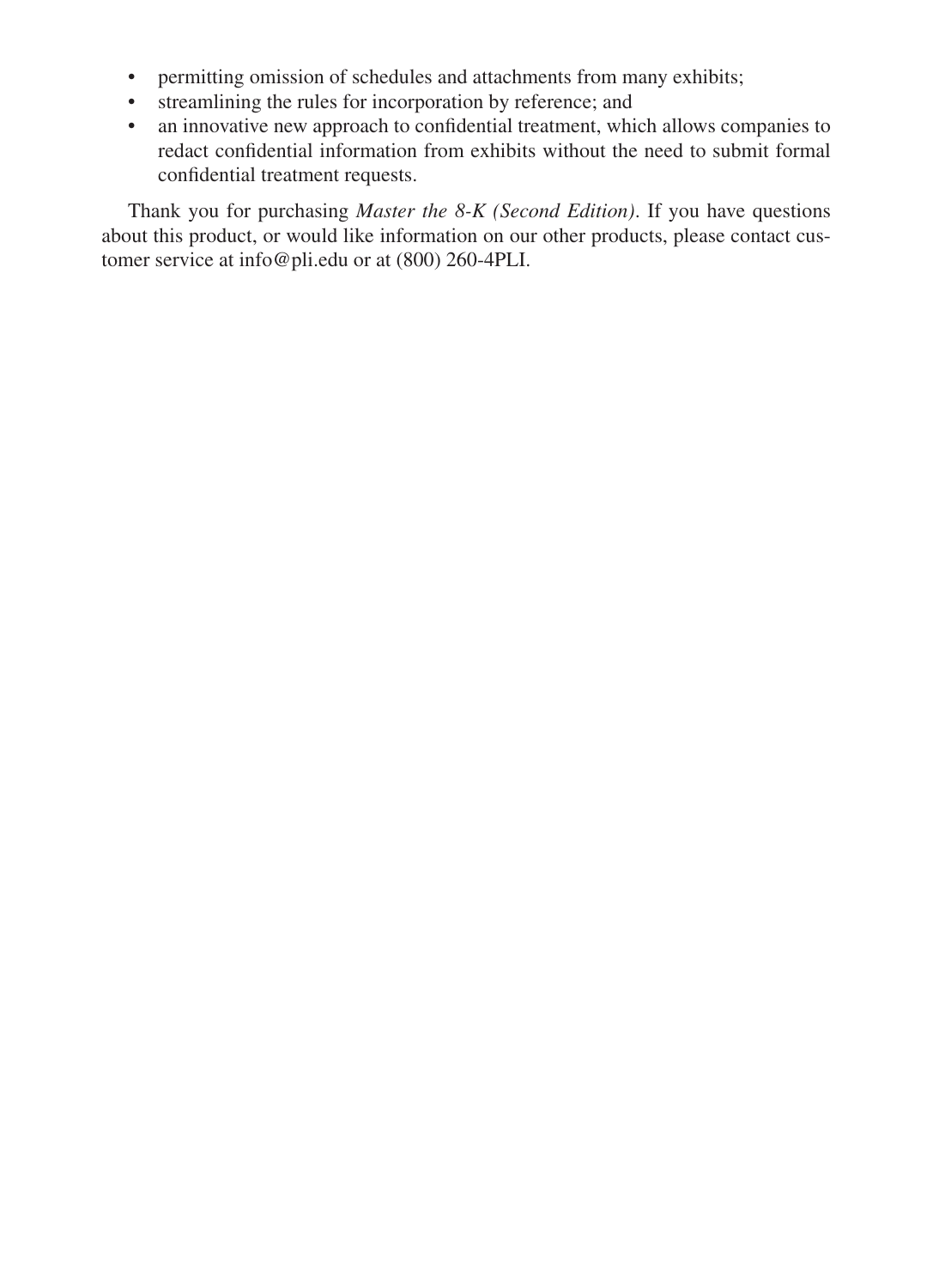- permitting omission of schedules and attachments from many exhibits;
- streamlining the rules for incorporation by reference; and
- an innovative new approach to confidential treatment, which allows companies to redact confidential information from exhibits without the need to submit formal confidential treatment requests.

Thank you for purchasing *Master the 8-K (Second Edition)*. If you have questions about this product, or would like information on our other products, please contact customer service at info@pli.edu or at (800) 260-4PLI.